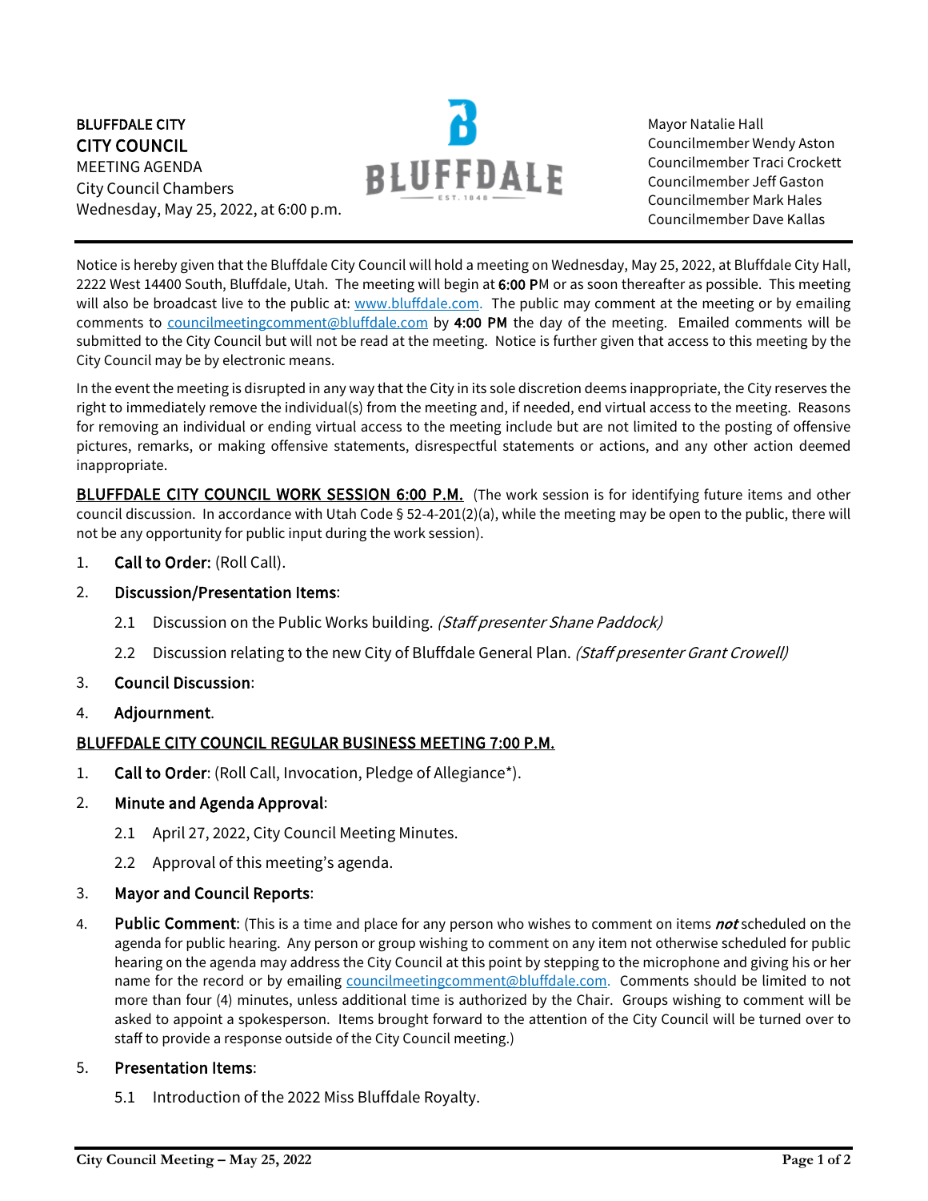**BLUFFDALE CITY**
**CITY COUNCIL**
MEETING AGENDA
City Council Chambers
Wednesday, May 25, 2022, at 6:00 p.m.

Mayor Natalie Hall
Councilmember Wendy Aston
Councilmember Traci Crockett
Councilmember Jeff Gaston
Councilmember Mark Hales
Councilmember Dave Kallas

---

Notice is hereby given that the Bluffdale City Council will hold a meeting on Wednesday, May 25, 2022, at Bluffdale City Hall, 2222 West 14400 South, Bluffdale, Utah. The meeting will begin at **6:00 P**M or as soon thereafter as possible. This meeting will also be broadcast live to the public at: [www.bluffdale.com.](http://www.bluffdale.com) The public may comment at the meeting or by emailing comments to [councilmeetingcomment@bluffdale.com](mailto:councilmeetingcomment@bluffdale.com) by **4:00 PM** the day of the meeting. Emailed comments will be submitted to the City Council but will not be read at the meeting. Notice is further given that access to this meeting by the City Council may be by electronic means.

In the event the meeting is disrupted in any way that the City in its sole discretion deems inappropriate, the City reserves the right to immediately remove the individual(s) from the meeting and, if needed, end virtual access to the meeting. Reasons for removing an individual or ending virtual access to the meeting include but are not limited to the posting of offensive pictures, remarks, or making offensive statements, disrespectful statements or actions, and any other action deemed inappropriate.

**BLUFFDALE CITY COUNCIL WORK SESSION 6:00 P.M.** (The work session is for identifying future items and other council discussion. In accordance with Utah Code § 52-4-201(2)(a), while the meeting may be open to the public, there will not be any opportunity for public input during the work session).

1. **Call to Order:** (Roll Call).
2. **Discussion/Presentation Items**:
   - 2.1 Discussion on the Public Works building. *(Staff presenter Shane Paddock)*
   - 2.2 Discussion relating to the new City of Bluffdale General Plan. *(Staff presenter Grant Crowell)*
3. **Council Discussion**:
4. **Adjournment**.

**BLUFFDALE CITY COUNCIL REGULAR BUSINESS MEETING 7:00 P.M.**

1. **Call to Order**: (Roll Call, Invocation, Pledge of Allegiance*).
2. **Minute and Agenda Approval**:
   - 2.1 April 27, 2022, City Council Meeting Minutes.
   - 2.2 Approval of this meeting's agenda.
3. **Mayor and Council Reports**:
4. **Public Comment**: (This is a time and place for any person who wishes to comment on items ***not*** scheduled on the agenda for public hearing. Any person or group wishing to comment on any item not otherwise scheduled for public hearing on the agenda may address the City Council at this point by stepping to the microphone and giving his or her name for the record or by emailing [councilmeetingcomment@bluffdale.com.](mailto:councilmeetingcomment@bluffdale.com) Comments should be limited to not more than four (4) minutes, unless additional time is authorized by the Chair. Groups wishing to comment will be asked to appoint a spokesperson. Items brought forward to the attention of the City Council will be turned over to staff to provide a response outside of the City Council meeting.)
5. **Presentation Items**:
   - 5.1 Introduction of the 2022 Miss Bluffdale Royalty.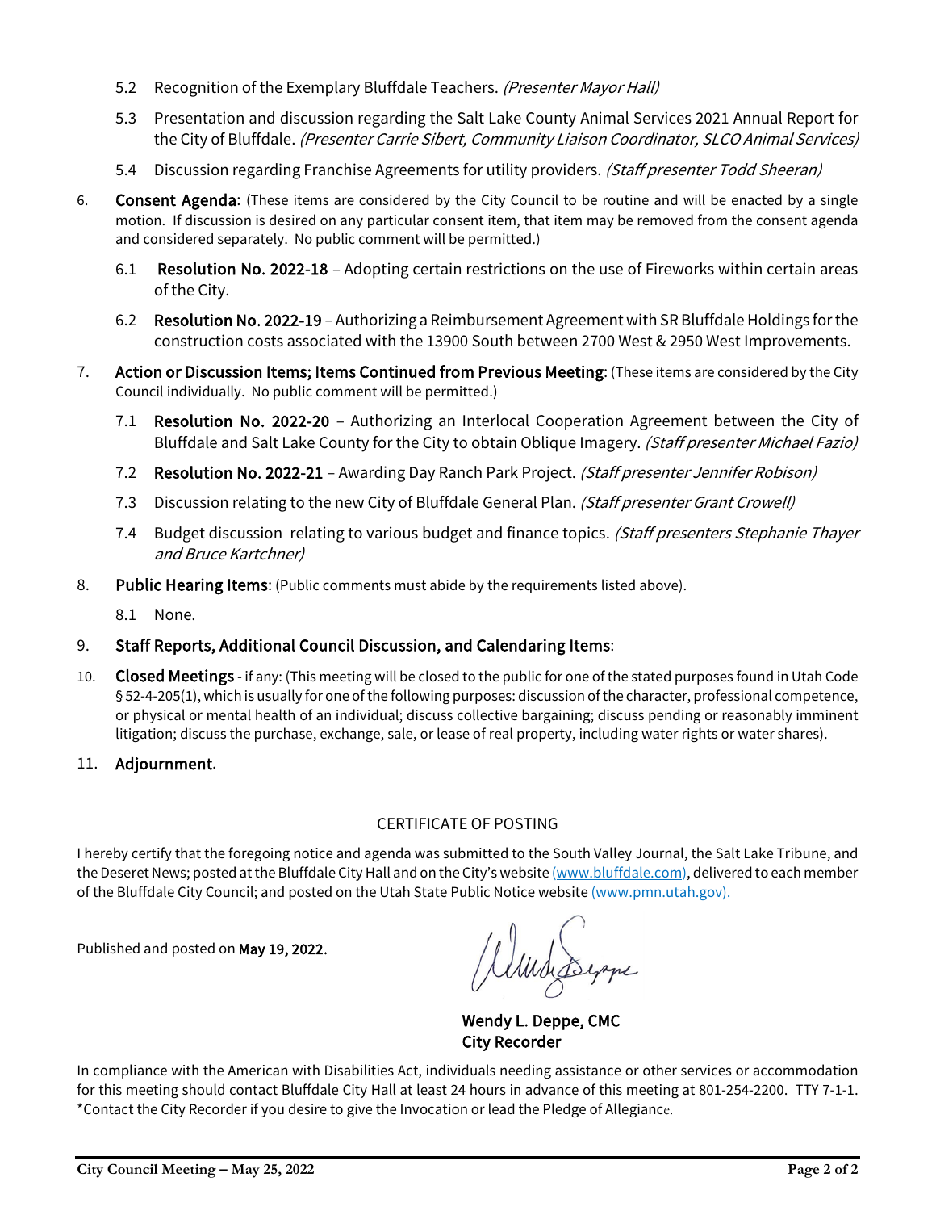5.2 Recognition of the Exemplary Bluffdale Teachers. *(Presenter Mayor Hall)*

5.3 Presentation and discussion regarding the Salt Lake County Animal Services 2021 Annual Report for the City of Bluffdale. *(Presenter Carrie Sibert, Community Liaison Coordinator, SLCO Animal Services)*

5.4 Discussion regarding Franchise Agreements for utility providers. *(Staff presenter Todd Sheeran)*

6. **Consent Agenda**: (These items are considered by the City Council to be routine and will be enacted by a single motion. If discussion is desired on any particular consent item, that item may be removed from the consent agenda and considered separately. No public comment will be permitted.)

   6.1 **Resolution No. 2022-18** – Adopting certain restrictions on the use of Fireworks within certain areas of the City.

   6.2 **Resolution No. 2022-19** – Authorizing a Reimbursement Agreement with SR Bluffdale Holdings for the construction costs associated with the 13900 South between 2700 West & 2950 West Improvements.

7. **Action or Discussion Items; Items Continued from Previous Meeting**: (These items are considered by the City Council individually. No public comment will be permitted.)

   7.1 **Resolution No. 2022-20** – Authorizing an Interlocal Cooperation Agreement between the City of Bluffdale and Salt Lake County for the City to obtain Oblique Imagery. *(Staff presenter Michael Fazio)*

   7.2 **Resolution No. 2022-21** – Awarding Day Ranch Park Project. *(Staff presenter Jennifer Robison)*

   7.3 Discussion relating to the new City of Bluffdale General Plan. *(Staff presenter Grant Crowell)*

   7.4 Budget discussion relating to various budget and finance topics. *(Staff presenters Stephanie Thayer and Bruce Kartchner)*

8. **Public Hearing Items**: (Public comments must abide by the requirements listed above).

   8.1 None.

9. **Staff Reports, Additional Council Discussion, and Calendaring Items**:

10. **Closed Meetings** - if any: (This meeting will be closed to the public for one of the stated purposes found in Utah Code § 52-4-205(1), which is usually for one of the following purposes: discussion of the character, professional competence, or physical or mental health of an individual; discuss collective bargaining; discuss pending or reasonably imminent litigation; discuss the purchase, exchange, sale, or lease of real property, including water rights or water shares).

11. **Adjournment**.

CERTIFICATE OF POSTING

I hereby certify that the foregoing notice and agenda was submitted to the South Valley Journal, the Salt Lake Tribune, and the Deseret News; posted at the Bluffdale City Hall and on the City's website (www.bluffdale.com), delivered to each member of the Bluffdale City Council; and posted on the Utah State Public Notice website (www.pmn.utah.gov).

Published and posted on **May 19, 2022.**

Wendy L. Deppe, CMC
City Recorder

In compliance with the American with Disabilities Act, individuals needing assistance or other services or accommodation for this meeting should contact Bluffdale City Hall at least 24 hours in advance of this meeting at 801-254-2200. TTY 7-1-1. *Contact the City Recorder if you desire to give the Invocation or lead the Pledge of Allegiance.